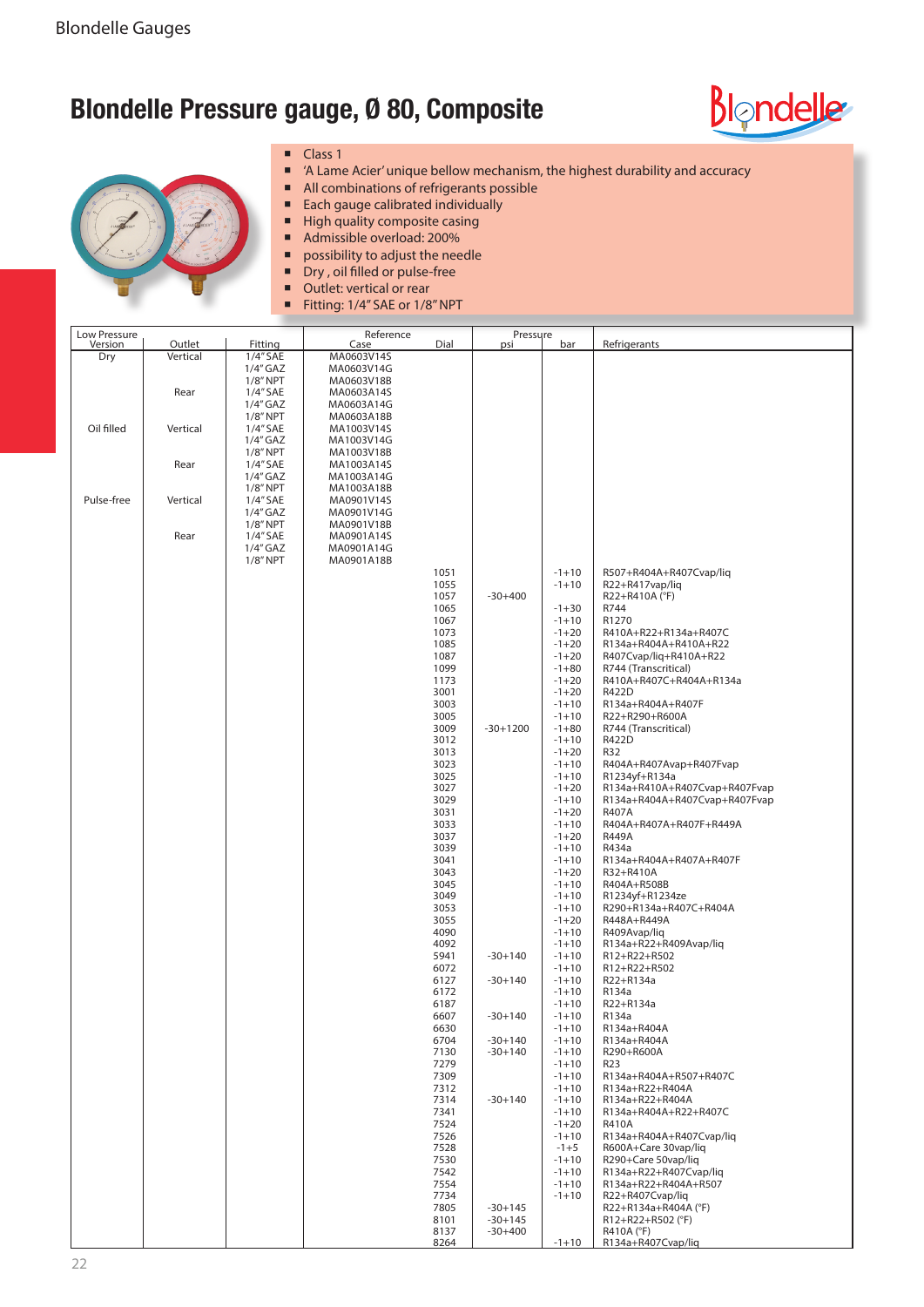# Blondelle Pressure gauge, Ø 80, Composite

- Class 1
- 'A Lame Acier' unique bellow mechanism, the highest durability and accuracy
- All combinations of refrigerants possible
- Each gauge calibrated individually
- High quality composite casing
- Admissible overload: 200%
- possibility to adjust the needle
- Dry , oil filled or pulse-free
- Outlet: vertical or rear
- Fitting: 1/4" SAE or 1/8" NPT

| Low Pressure Version | Outlet | Fitting | Reference Case | Dial | Pressure psi | bar | Refrigerants |
|---|---|---|---|---|---|---|---|
| Dry | Vertical | 1/4" SAE | MA0603V14S | | | | |
| | | 1/4" GAZ | MA0603V14G | | | | |
| | | 1/8" NPT | MA0603V18B | | | | |
| | Rear | 1/4" SAE | MA0603A14S | | | | |
| | | 1/4" GAZ | MA0603A14G | | | | |
| | | 1/8" NPT | MA0603A18B | | | | |
| Oil filled | Vertical | 1/4" SAE | MA1003V14S | | | | |
| | | 1/4" GAZ | MA1003V14G | | | | |
| | | 1/8" NPT | MA1003V18B | | | | |
| | Rear | 1/4" SAE | MA1003A14S | | | | |
| | | 1/4" GAZ | MA1003A14G | | | | |
| | | 1/8" NPT | MA1003A18B | | | | |
| Pulse-free | Vertical | 1/4" SAE | MA0901V14S | | | | |
| | | 1/4" GAZ | MA0901V14G | | | | |
| | | 1/8" NPT | MA0901V18B | | | | |
| | Rear | 1/4" SAE | MA0901A14S | | | | |
| | | 1/4" GAZ | MA0901A14G | | | | |
| | | 1/8" NPT | MA0901A18B | | | | |
| | | | | 1051 | | -1+10 | R507+R404A+R407Cvap/liq |
| | | | | 1055 | | -1+10 | R22+R417vap/liq |
| | | | | 1057 | -30+400 | | R22+R410A (°F) |
| | | | | 1065 | | -1+30 | R744 |
| | | | | 1067 | | -1+10 | R1270 |
| | | | | 1073 | | -1+20 | R410A+R22+R134a+R407C |
| | | | | 1085 | | -1+20 | R134a+R404A+R410A+R22 |
| | | | | 1087 | | -1+20 | R407Cvap/liq+R410A+R22 |
| | | | | 1099 | | -1+80 | R744 (Transcritical) |
| | | | | 1173 | | -1+20 | R410A+R407C+R404A+R134a |
| | | | | 3001 | | -1+20 | R422D |
| | | | | 3003 | | -1+10 | R134a+R404A+R407F |
| | | | | 3005 | | -1+10 | R22+R290+R600A |
| | | | | 3009 | -30+1200 | -1+80 | R744 (Transcritical) |
| | | | | 3012 | | -1+10 | R422D |
| | | | | 3013 | | -1+20 | R32 |
| | | | | 3023 | | -1+10 | R404A+R407Avap+R407Fvap |
| | | | | 3025 | | -1+10 | R1234yf+R134a |
| | | | | 3027 | | -1+20 | R134a+R410A+R407Cvap+R407Fvap |
| | | | | 3029 | | -1+10 | R134a+R404A+R407Cvap+R407Fvap |
| | | | | 3031 | | -1+20 | R407A |
| | | | | 3033 | | -1+10 | R404A+R407A+R407F+R449A |
| | | | | 3037 | | -1+20 | R449A |
| | | | | 3039 | | -1+10 | R434a |
| | | | | 3041 | | -1+10 | R134a+R404A+R407A+R407F |
| | | | | 3043 | | -1+20 | R32+R410A |
| | | | | 3045 | | -1+10 | R404A+R508B |
| | | | | 3049 | | -1+10 | R1234yf+R1234ze |
| | | | | 3053 | | -1+10 | R290+R134a+R407C+R404A |
| | | | | 3055 | | -1+20 | R448A+R449A |
| | | | | 4090 | | -1+10 | R409Avap/liq |
| | | | | 4092 | | -1+10 | R134a+R22+R409Avap/liq |
| | | | | 5941 | -30+140 | -1+10 | R12+R22+R502 |
| | | | | 6072 | | -1+10 | R12+R22+R502 |
| | | | | 6127 | -30+140 | -1+10 | R22+R134a |
| | | | | 6172 | | -1+10 | R134a |
| | | | | 6187 | | -1+10 | R22+R134a |
| | | | | 6607 | -30+140 | -1+10 | R134a |
| | | | | 6630 | | -1+10 | R134a+R404A |
| | | | | 6704 | -30+140 | -1+10 | R134a+R404A |
| | | | | 7130 | -30+140 | -1+10 | R290+R600A |
| | | | | 7279 | | -1+10 | R23 |
| | | | | 7309 | | -1+10 | R134a+R404A+R507+R407C |
| | | | | 7312 | | -1+10 | R134a+R22+R404A |
| | | | | 7314 | -30+140 | -1+10 | R134a+R22+R404A |
| | | | | 7341 | | -1+10 | R134a+R404A+R22+R407C |
| | | | | 7524 | | -1+20 | R410A |
| | | | | 7526 | | -1+10 | R134a+R404A+R407Cvap/liq |
| | | | | 7528 | | -1+5 | R600A+Care 30vap/liq |
| | | | | 7530 | | -1+10 | R290+Care 50vap/liq |
| | | | | 7542 | | -1+10 | R134a+R22+R407Cvap/liq |
| | | | | 7554 | | -1+10 | R134a+R22+R404A+R507 |
| | | | | 7734 | | -1+10 | R22+R407Cvap/liq |
| | | | | 7805 | -30+145 | | R22+R134a+R404A (°F) |
| | | | | 8101 | -30+145 | | R12+R22+R502 (°F) |
| | | | | 8137 | -30+400 | | R410A (°F) |
| | | | | 8264 | | -1+10 | R134a+R407Cvap/liq |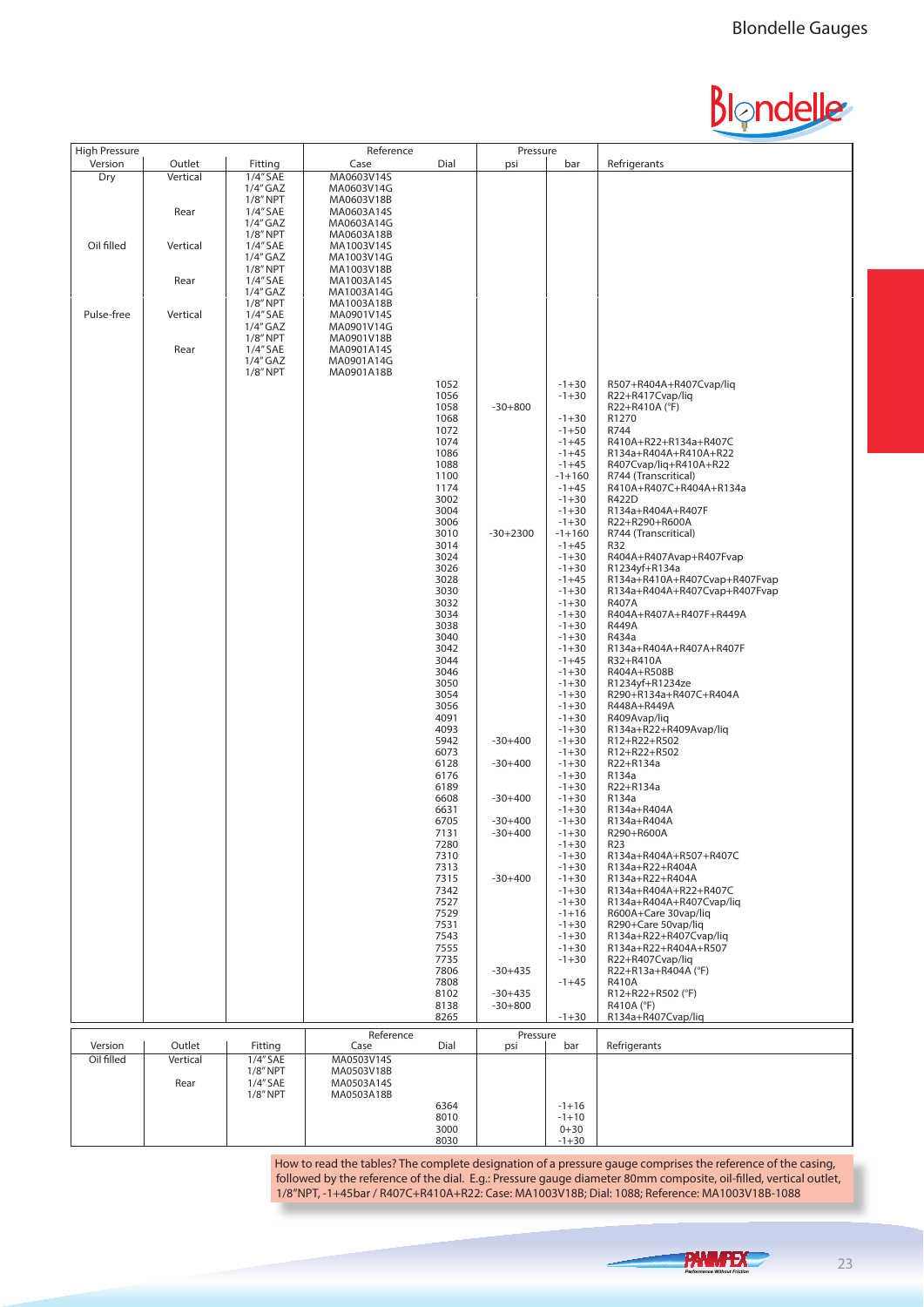| High Pressure | | | Reference | | Pressure | | |
|---|---|---|---|---|---|---|---|
| Version | Outlet | Fitting | Case | Dial | psi | bar | Refrigerants |
| Dry | Vertical | 1/4" SAE | MA0603V14S | | | | |
| | | 1/4" GAZ | MA0603V14G | | | | |
| | | 1/8" NPT | MA0603V18B | | | | |
| | Rear | 1/4" SAE | MA0603A14S | | | | |
| | | 1/4" GAZ | MA0603A14G | | | | |
| | | 1/8" NPT | MA0603A18B | | | | |
| Oil filled | Vertical | 1/4" SAE | MA1003V14S | | | | |
| | | 1/4" GAZ | MA1003V14G | | | | |
| | | 1/8" NPT | MA1003V18B | | | | |
| | Rear | 1/4" SAE | MA1003A14S | | | | |
| | | 1/4" GAZ | MA1003A14G | | | | |
| | | 1/8" NPT | MA1003A18B | | | | |
| Pulse-free | Vertical | 1/4" SAE | MA0901V14S | | | | |
| | | 1/4" GAZ | MA0901V14G | | | | |
| | | 1/8" NPT | MA0901V18B | | | | |
| | Rear | 1/4" SAE | MA0901A14S | | | | |
| | | 1/4" GAZ | MA0901A14G | | | | |
| | | 1/8" NPT | MA0901A18B | | | | |
| | | | | 1052 | | -1+30 | R507+R404A+R407Cvap/liq |
| | | | | 1056 | | -1+30 | R22+R417Cvap/liq |
| | | | | 1058 | -30+800 | | R22+R410A (°F) |
| | | | | 1068 | | -1+30 | R1270 |
| | | | | 1072 | | -1+50 | R744 |
| | | | | 1074 | | -1+45 | R410A+R22+R134a+R407C |
| | | | | 1086 | | -1+45 | R134a+R404A+R410A+R22 |
| | | | | 1088 | | -1+45 | R407Cvap/liq+R410A+R22 |
| | | | | 1100 | | -1+160 | R744 (Transcritical) |
| | | | | 1174 | | -1+45 | R410A+R407C+R404A+R134a |
| | | | | 3002 | | -1+30 | R422D |
| | | | | 3004 | | -1+30 | R134a+R404A+R407F |
| | | | | 3006 | | -1+30 | R22+R290+R600A |
| | | | | 3010 | -30+2300 | -1+160 | R744 (Transcritical) |
| | | | | 3014 | | -1+45 | R32 |
| | | | | 3024 | | -1+30 | R404A+R407Avap+R407Fvap |
| | | | | 3026 | | -1+30 | R1234yf+R134a |
| | | | | 3028 | | -1+45 | R134a+R410A+R407Cvap+R407Fvap |
| | | | | 3030 | | -1+30 | R134a+R404A+R407Cvap+R407Fvap |
| | | | | 3032 | | -1+30 | R407A |
| | | | | 3034 | | -1+30 | R404A+R407A+R407F+R449A |
| | | | | 3038 | | -1+30 | R449A |
| | | | | 3040 | | -1+30 | R434a |
| | | | | 3042 | | -1+30 | R134a+R404A+R407A+R407F |
| | | | | 3044 | | -1+45 | R32+R410A |
| | | | | 3046 | | -1+30 | R404A+R508B |
| | | | | 3050 | | -1+30 | R1234yf+R1234ze |
| | | | | 3054 | | -1+30 | R290+R134a+R407C+R404A |
| | | | | 3056 | | -1+30 | R448A+R449A |
| | | | | 4091 | | -1+30 | R409Avap/liq |
| | | | | 4093 | | -1+30 | R134a+R22+R409Avap/liq |
| | | | | 5942 | -30+400 | -1+30 | R12+R22+R502 |
| | | | | 6073 | | -1+30 | R12+R22+R502 |
| | | | | 6128 | -30+400 | -1+30 | R22+R134a |
| | | | | 6176 | | -1+30 | R134a |
| | | | | 6189 | | -1+30 | R22+R134a |
| | | | | 6608 | -30+400 | -1+30 | R134a |
| | | | | 6631 | | -1+30 | R134a+R404A |
| | | | | 6705 | -30+400 | -1+30 | R134a+R404A |
| | | | | 7131 | -30+400 | -1+30 | R290+R600A |
| | | | | 7280 | | -1+30 | R23 |
| | | | | 7310 | | -1+30 | R134a+R404A+R507+R407C |
| | | | | 7313 | | -1+30 | R134a+R22+R404A |
| | | | | 7315 | -30+400 | -1+30 | R134a+R22+R404A |
| | | | | 7342 | | -1+30 | R134a+R404A+R22+R407C |
| | | | | 7527 | | -1+30 | R134a+R404A+R407Cvap/liq |
| | | | | 7529 | | -1+16 | R600A+Care 30vap/liq |
| | | | | 7531 | | -1+30 | R290+Care 50vap/liq |
| | | | | 7543 | | -1+30 | R134a+R22+R407Cvap/liq |
| | | | | 7555 | | -1+30 | R134a+R22+R404A+R507 |
| | | | | 7735 | | -1+30 | R22+R407Cvap/liq |
| | | | | 7806 | -30+435 | | R22+R13a+R404A (°F) |
| | | | | 7808 | | -1+45 | R410A |
| | | | | 8102 | -30+435 | | R12+R22+R502 (°F) |
| | | | | 8138 | -30+800 | | R410A (°F) |
| | | | | 8265 | | -1+30 | R134a+R407Cvap/liq |

| | | | Reference | | Pressure | | |
|---|---|---|---|---|---|---|---|
| Version | Outlet | Fitting | Case | Dial | psi | bar | Refrigerants |
| Oil filled | Vertical | 1/4" SAE | MA0503V14S | | | | |
| | | 1/8" NPT | MA0503V18B | | | | |
| | Rear | 1/4" SAE | MA0503A14S | | | | |
| | | 1/8" NPT | MA0503A18B | | | | |
| | | | | 6364 | | -1+16 | |
| | | | | 8010 | | -1+10 | |
| | | | | 3000 | | 0+30 | |
| | | | | 8030 | | -1+30 | |

How to read the tables? The complete designation of a pressure gauge comprises the reference of the casing, followed by the reference of the dial. E.g.: Pressure gauge diameter 80mm composite, oil-filled, vertical outlet, 1/8"NPT, -1+45bar / R407C+R410A+R22: Case: MA1003V18B; Dial: 1088; Reference: MA1003V18B-1088